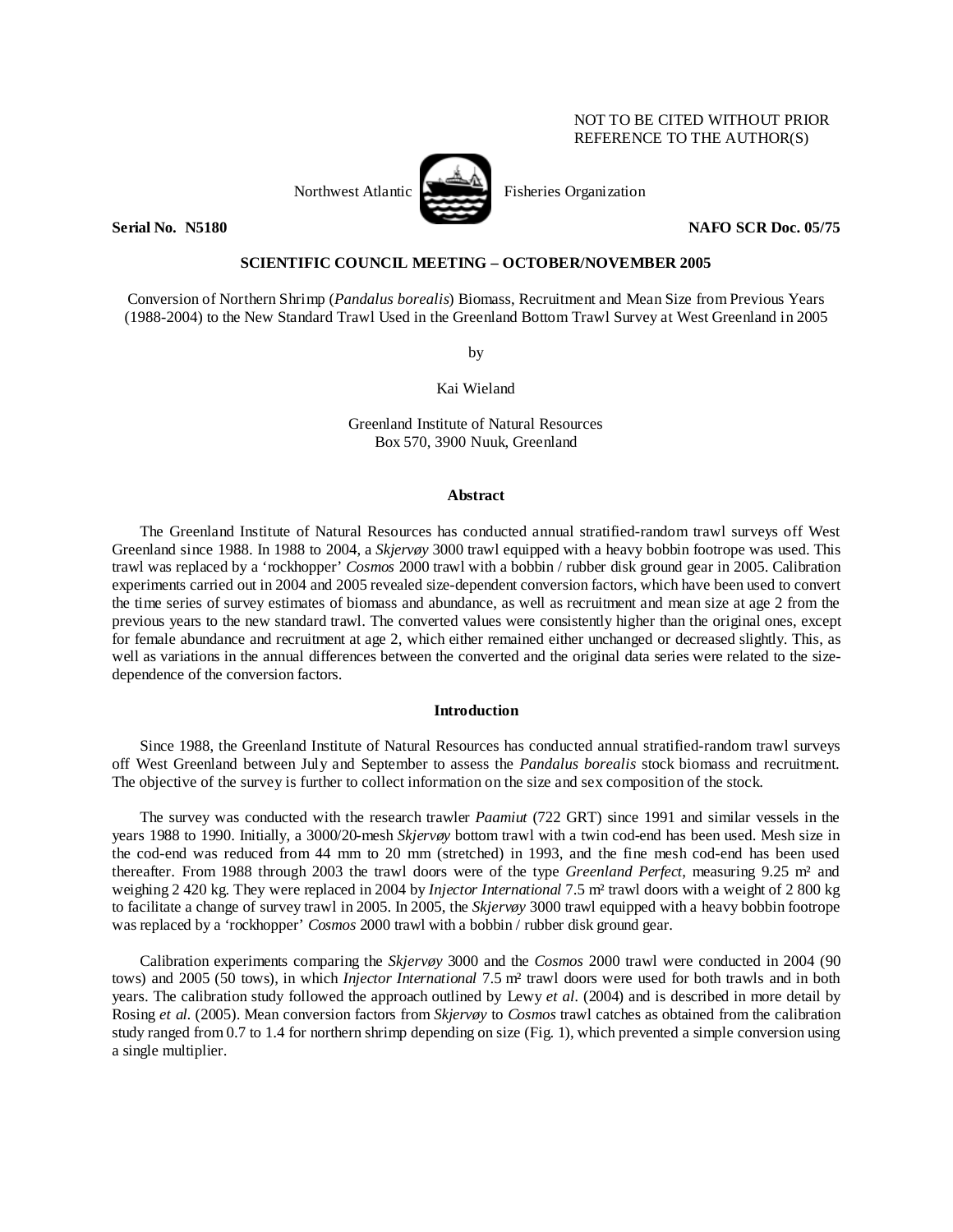NOT TO BE CITED WITHOUT PRIOR REFERENCE TO THE AUTHOR(S)

Northwest Atlantic Fisheries Organization

**Serial No. N5180** **NAFO SCR Doc. 05/75**

**SCIENTIFIC COUNCIL MEETING – OCTOBER/NOVEMBER 2005**

Conversion of Northern Shrimp (*Pandalus borealis*) Biomass, Recruitment and Mean Size from Previous Years (1988-2004) to the New Standard Trawl Used in the Greenland Bottom Trawl Survey at West Greenland in 2005

by

Kai Wieland

Greenland Institute of Natural Resources
Box 570, 3900 Nuuk, Greenland

## Abstract

The Greenland Institute of Natural Resources has conducted annual stratified-random trawl surveys off West Greenland since 1988. In 1988 to 2004, a *Skjervøy* 3000 trawl equipped with a heavy bobbin footrope was used. This trawl was replaced by a 'rockhopper' *Cosmos* 2000 trawl with a bobbin / rubber disk ground gear in 2005. Calibration experiments carried out in 2004 and 2005 revealed size-dependent conversion factors, which have been used to convert the time series of survey estimates of biomass and abundance, as well as recruitment and mean size at age 2 from the previous years to the new standard trawl. The converted values were consistently higher than the original ones, except for female abundance and recruitment at age 2, which either remained either unchanged or decreased slightly. This, as well as variations in the annual differences between the converted and the original data series were related to the size-dependence of the conversion factors.

## Introduction

Since 1988, the Greenland Institute of Natural Resources has conducted annual stratified-random trawl surveys off West Greenland between July and September to assess the *Pandalus borealis* stock biomass and recruitment. The objective of the survey is further to collect information on the size and sex composition of the stock.

The survey was conducted with the research trawler *Paamiut* (722 GRT) since 1991 and similar vessels in the years 1988 to 1990. Initially, a 3000/20-mesh *Skjervøy* bottom trawl with a twin cod-end has been used. Mesh size in the cod-end was reduced from 44 mm to 20 mm (stretched) in 1993, and the fine mesh cod-end has been used thereafter. From 1988 through 2003 the trawl doors were of the type *Greenland Perfect*, measuring 9.25 m² and weighing 2 420 kg. They were replaced in 2004 by *Injector International* 7.5 m² trawl doors with a weight of 2 800 kg to facilitate a change of survey trawl in 2005. In 2005, the *Skjervøy* 3000 trawl equipped with a heavy bobbin footrope was replaced by a 'rockhopper' *Cosmos* 2000 trawl with a bobbin / rubber disk ground gear.

Calibration experiments comparing the *Skjervøy* 3000 and the *Cosmos* 2000 trawl were conducted in 2004 (90 tows) and 2005 (50 tows), in which *Injector International* 7.5 m² trawl doors were used for both trawls and in both years. The calibration study followed the approach outlined by Lewy *et al.* (2004) and is described in more detail by Rosing *et al.* (2005). Mean conversion factors from *Skjervøy* to *Cosmos* trawl catches as obtained from the calibration study ranged from 0.7 to 1.4 for northern shrimp depending on size (Fig. 1), which prevented a simple conversion using a single multiplier.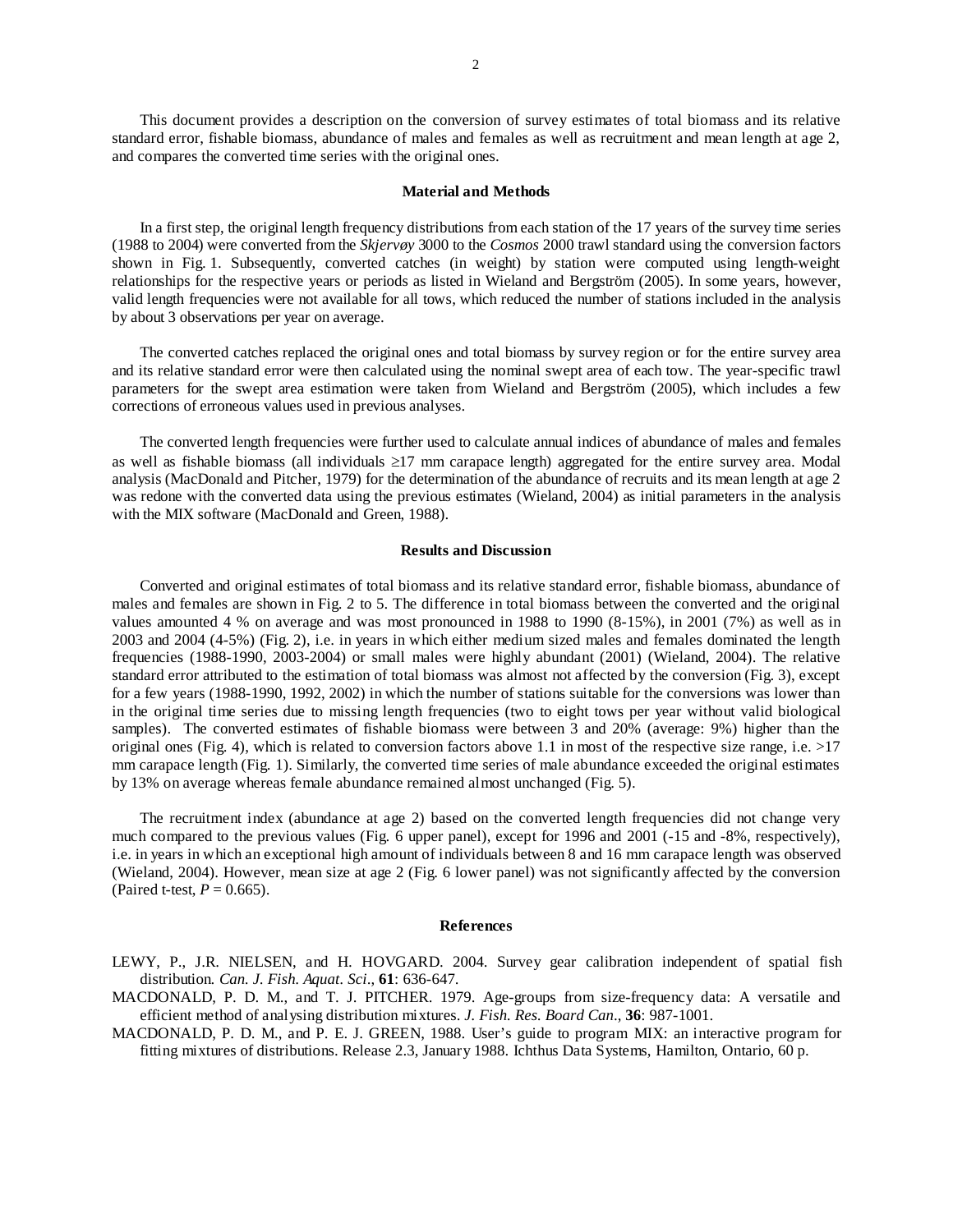This document provides a description on the conversion of survey estimates of total biomass and its relative standard error, fishable biomass, abundance of males and females as well as recruitment and mean length at age 2, and compares the converted time series with the original ones.

## Material and Methods

In a first step, the original length frequency distributions from each station of the 17 years of the survey time series (1988 to 2004) were converted from the *Skjervøy* 3000 to the *Cosmos* 2000 trawl standard using the conversion factors shown in Fig. 1. Subsequently, converted catches (in weight) by station were computed using length-weight relationships for the respective years or periods as listed in Wieland and Bergström (2005). In some years, however, valid length frequencies were not available for all tows, which reduced the number of stations included in the analysis by about 3 observations per year on average.

The converted catches replaced the original ones and total biomass by survey region or for the entire survey area and its relative standard error were then calculated using the nominal swept area of each tow. The year-specific trawl parameters for the swept area estimation were taken from Wieland and Bergström (2005), which includes a few corrections of erroneous values used in previous analyses.

The converted length frequencies were further used to calculate annual indices of abundance of males and females as well as fishable biomass (all individuals ≥17 mm carapace length) aggregated for the entire survey area. Modal analysis (MacDonald and Pitcher, 1979) for the determination of the abundance of recruits and its mean length at age 2 was redone with the converted data using the previous estimates (Wieland, 2004) as initial parameters in the analysis with the MIX software (MacDonald and Green, 1988).

## Results and Discussion

Converted and original estimates of total biomass and its relative standard error, fishable biomass, abundance of males and females are shown in Fig. 2 to 5. The difference in total biomass between the converted and the original values amounted 4 % on average and was most pronounced in 1988 to 1990 (8-15%), in 2001 (7%) as well as in 2003 and 2004 (4-5%) (Fig. 2), i.e. in years in which either medium sized males and females dominated the length frequencies (1988-1990, 2003-2004) or small males were highly abundant (2001) (Wieland, 2004). The relative standard error attributed to the estimation of total biomass was almost not affected by the conversion (Fig. 3), except for a few years (1988-1990, 1992, 2002) in which the number of stations suitable for the conversions was lower than in the original time series due to missing length frequencies (two to eight tows per year without valid biological samples). The converted estimates of fishable biomass were between 3 and 20% (average: 9%) higher than the original ones (Fig. 4), which is related to conversion factors above 1.1 in most of the respective size range, i.e. >17 mm carapace length (Fig. 1). Similarly, the converted time series of male abundance exceeded the original estimates by 13% on average whereas female abundance remained almost unchanged (Fig. 5).

The recruitment index (abundance at age 2) based on the converted length frequencies did not change very much compared to the previous values (Fig. 6 upper panel), except for 1996 and 2001 (-15 and -8%, respectively), i.e. in years in which an exceptional high amount of individuals between 8 and 16 mm carapace length was observed (Wieland, 2004). However, mean size at age 2 (Fig. 6 lower panel) was not significantly affected by the conversion (Paired t-test, $P = 0.665$).

## References

LEWY, P., J.R. NIELSEN, and H. HOVGARD. 2004. Survey gear calibration independent of spatial fish distribution. *Can. J. Fish. Aquat. Sci*., **61**: 636-647.

MACDONALD, P. D. M., and T. J. PITCHER. 1979. Age-groups from size-frequency data: A versatile and efficient method of analysing distribution mixtures. *J. Fish. Res. Board Can*., **36**: 987-1001.

MACDONALD, P. D. M., and P. E. J. GREEN, 1988. User's guide to program MIX: an interactive program for fitting mixtures of distributions. Release 2.3, January 1988. Ichthus Data Systems, Hamilton, Ontario, 60 p.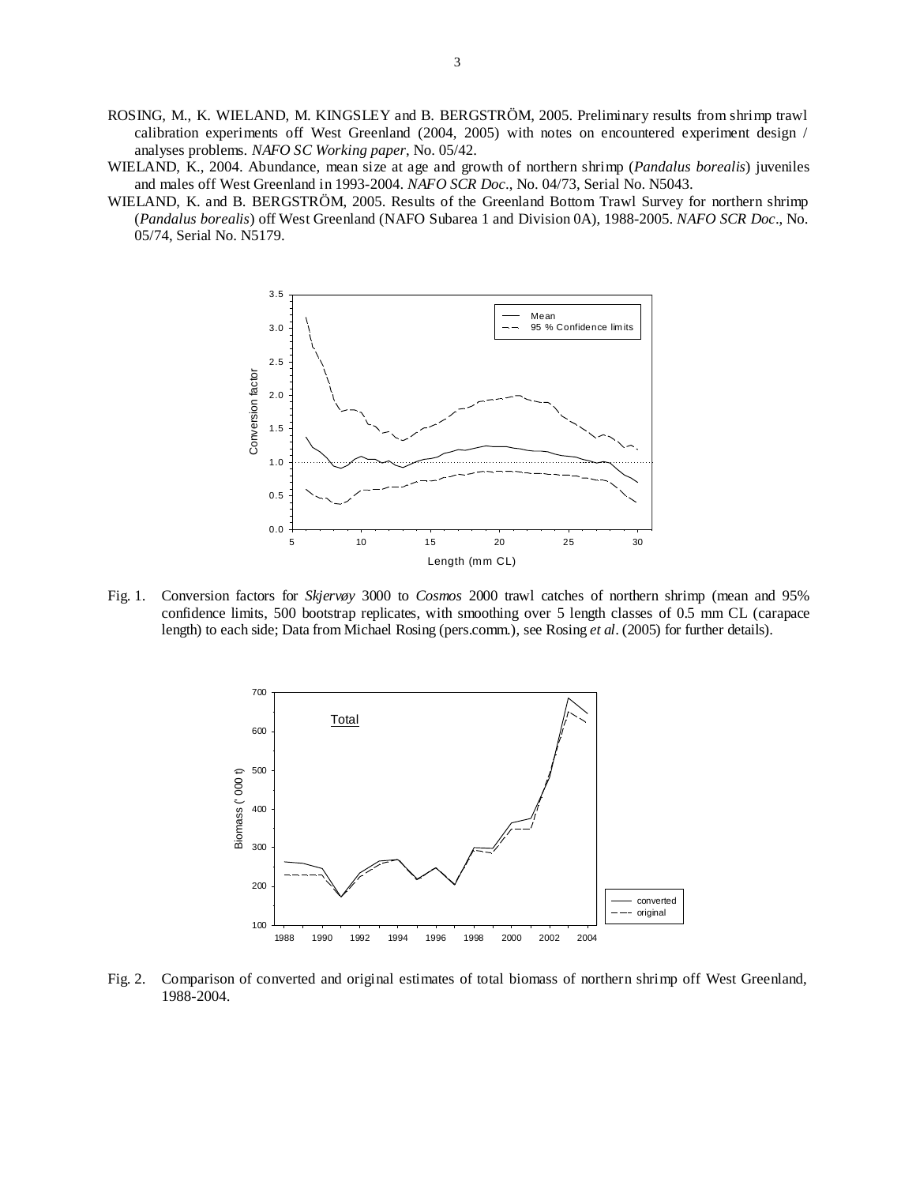ROSING, M., K. WIELAND, M. KINGSLEY and B. BERGSTRÖM, 2005. Preliminary results from shrimp trawl calibration experiments off West Greenland (2004, 2005) with notes on encountered experiment design / analyses problems. *NAFO SC Working paper*, No. 05/42.

WIELAND, K., 2004. Abundance, mean size at age and growth of northern shrimp (*Pandalus borealis*) juveniles and males off West Greenland in 1993-2004. *NAFO SCR Doc*., No. 04/73, Serial No. N5043.

WIELAND, K. and B. BERGSTRÖM, 2005. Results of the Greenland Bottom Trawl Survey for northern shrimp (*Pandalus borealis*) off West Greenland (NAFO Subarea 1 and Division 0A), 1988-2005. *NAFO SCR Doc*., No. 05/74, Serial No. N5179.

Fig. 1. Conversion factors for *Skjervøy* 3000 to *Cosmos* 2000 trawl catches of northern shrimp (mean and 95% confidence limits, 500 bootstrap replicates, with smoothing over 5 length classes of 0.5 mm CL (carapace length) to each side; Data from Michael Rosing (pers.comm.), see Rosing *et al*. (2005) for further details).

Fig. 2. Comparison of converted and original estimates of total biomass of northern shrimp off West Greenland, 1988-2004.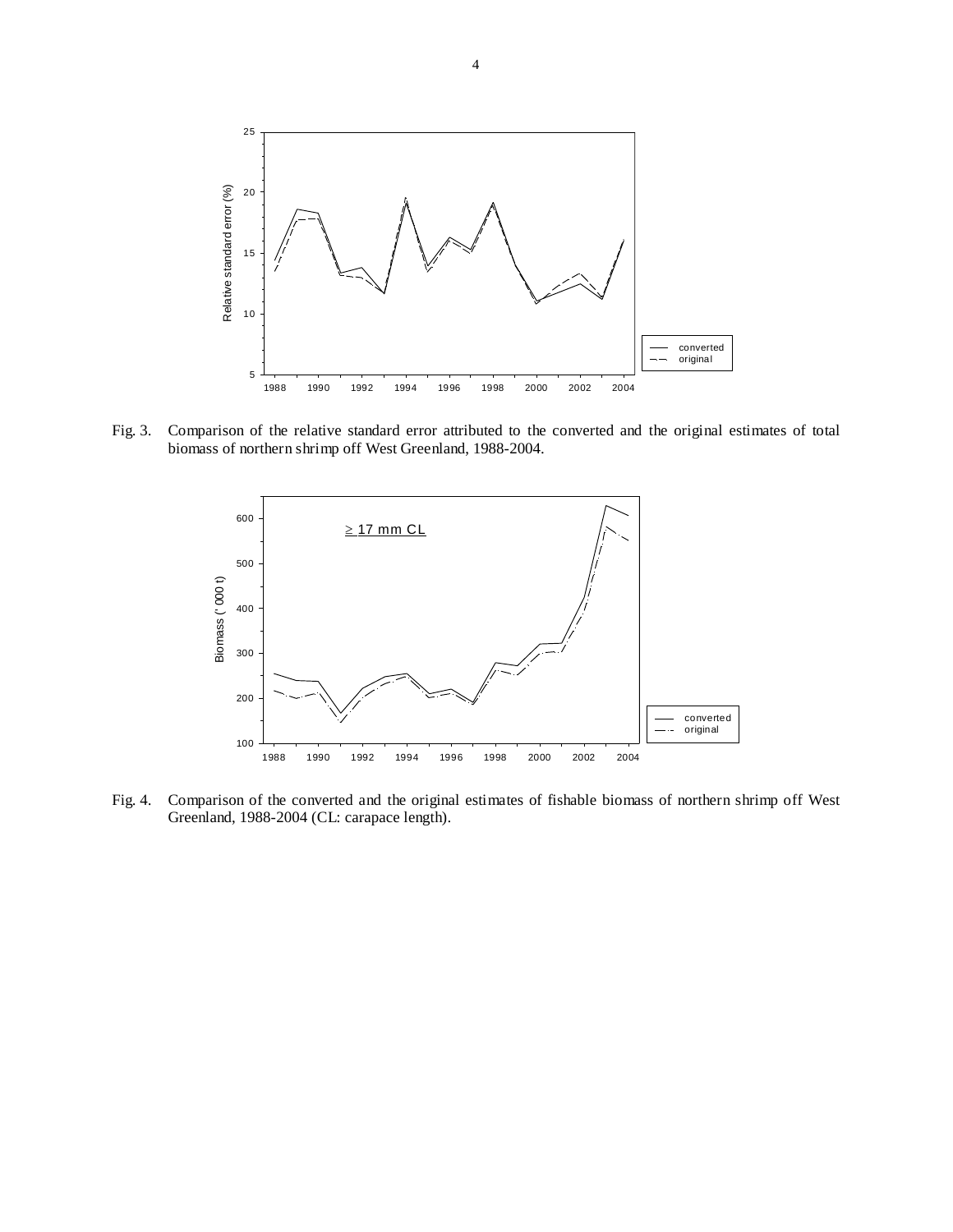Fig. 3. Comparison of the relative standard error attributed to the converted and the original estimates of total biomass of northern shrimp off West Greenland, 1988-2004.

Fig. 4. Comparison of the converted and the original estimates of fishable biomass of northern shrimp off West Greenland, 1988-2004 (CL: carapace length).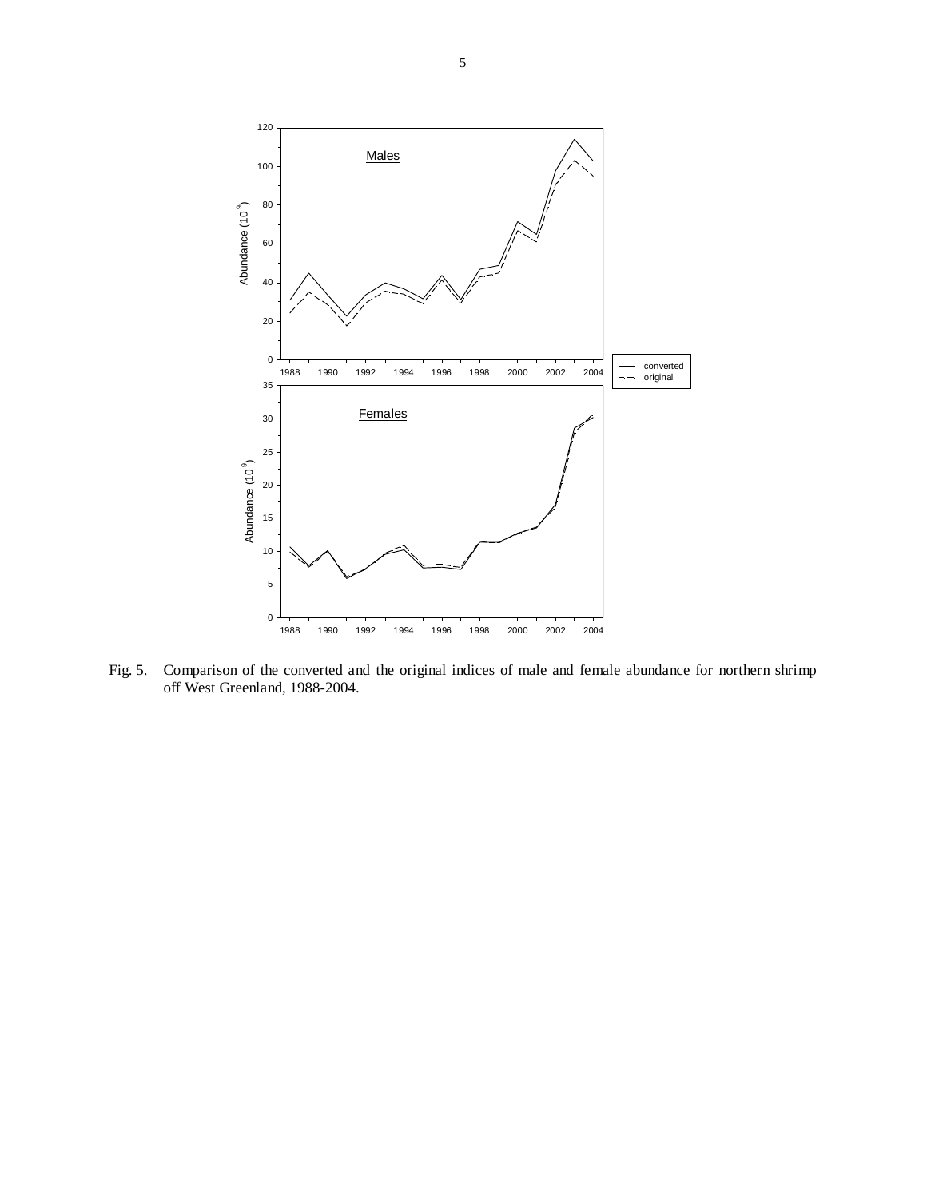Fig. 5. Comparison of the converted and the original indices of male and female abundance for northern shrimp off West Greenland, 1988-2004.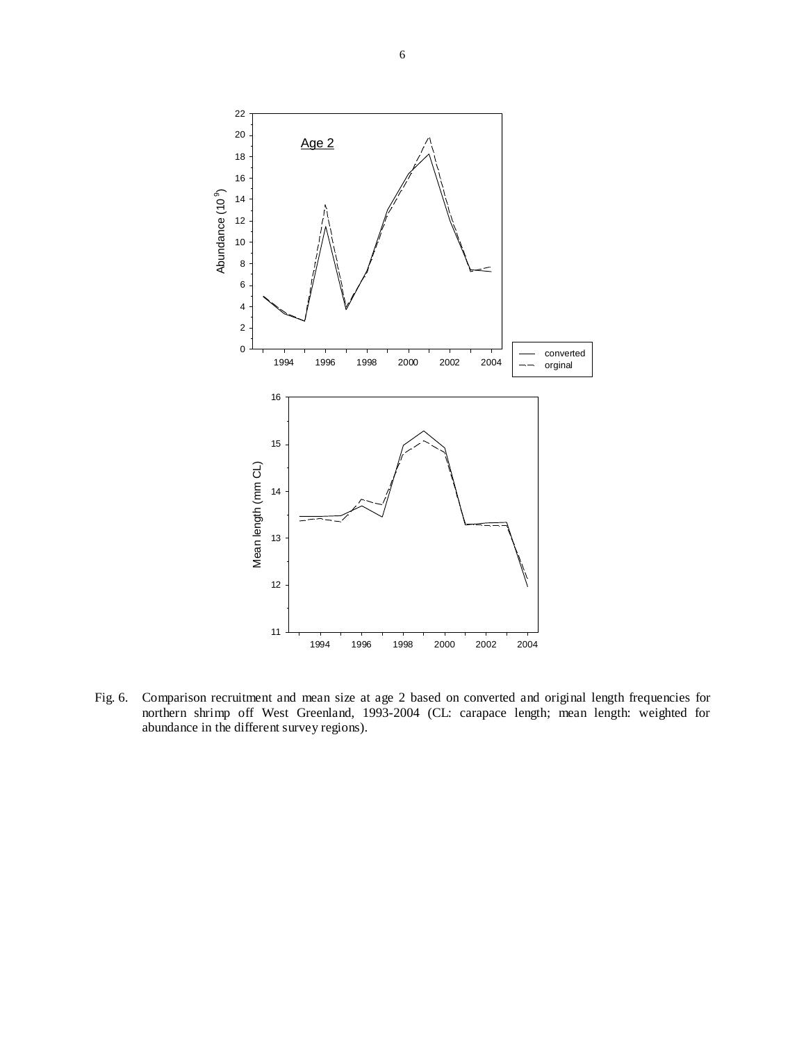Age 2

Abundance ($10^9$)

0
2
4
6
8
10
12
14
16
18
20
22

1994
1996
1998
2000
2002
2004

converted
orginal

Mean length (mm CL)

11
12
13
14
15
16

1994
1996
1998
2000
2002
2004

Fig. 6. Comparison recruitment and mean size at age 2 based on converted and original length frequencies for northern shrimp off West Greenland, 1993-2004 (CL: carapace length; mean length: weighted for abundance in the different survey regions).